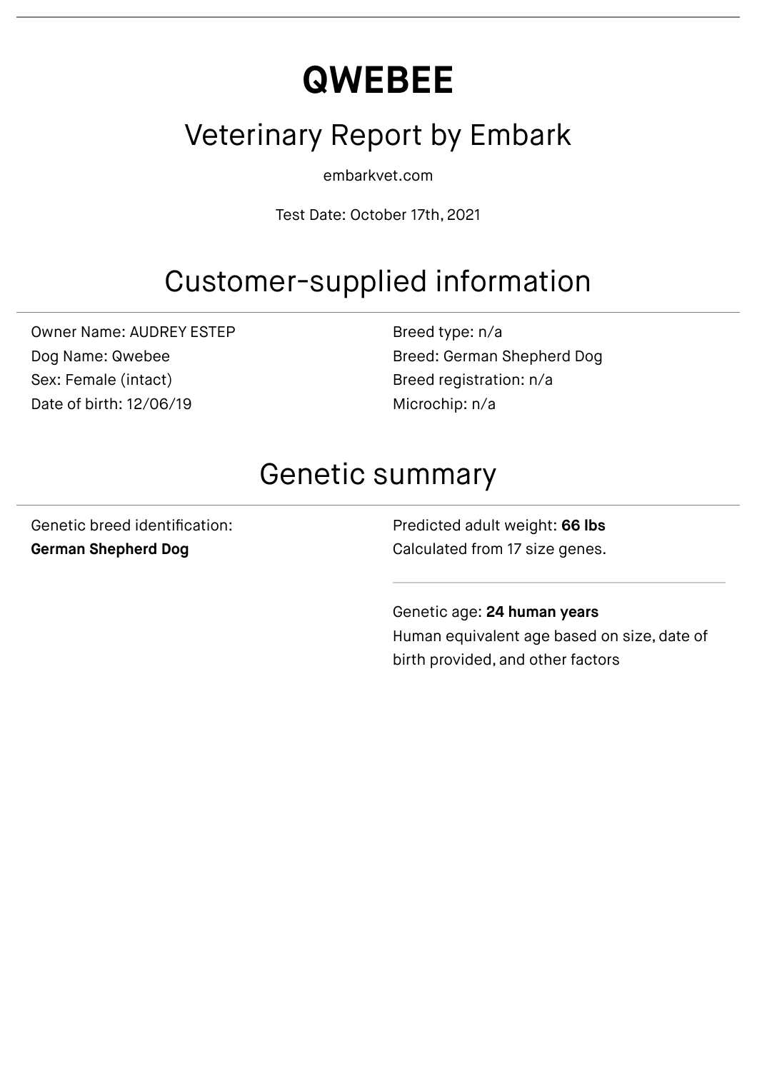# QWEBEE

## Veterinary Report by Embark

embarkvet.com

Test Date: October 17th, 2021

## Customer-supplied information

Owner Name: AUDREY ESTEP
Dog Name: Qwebee
Sex: Female (intact)
Date of birth: 12/06/19

Breed type: n/a
Breed: German Shepherd Dog
Breed registration: n/a
Microchip: n/a

## Genetic summary

Genetic breed identification:
**German Shepherd Dog**

Predicted adult weight: **66 lbs**
Calculated from 17 size genes.

Genetic age: **24 human years**
Human equivalent age based on size, date of birth provided, and other factors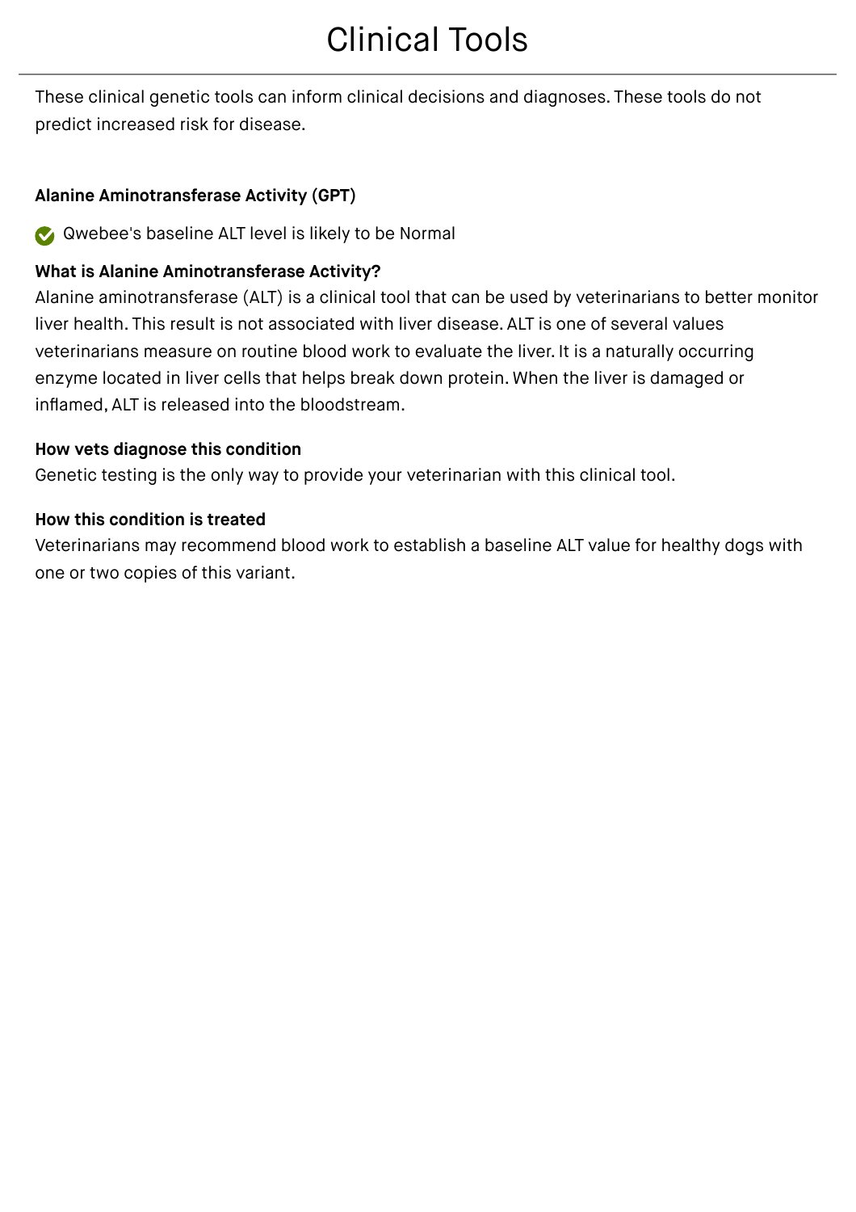# Clinical Tools

These clinical genetic tools can inform clinical decisions and diagnoses. These tools do not predict increased risk for disease.

**Alanine Aminotransferase Activity (GPT)**

✅ Qwebee's baseline ALT level is likely to be Normal

**What is Alanine Aminotransferase Activity?**

Alanine aminotransferase (ALT) is a clinical tool that can be used by veterinarians to better monitor liver health. This result is not associated with liver disease. ALT is one of several values veterinarians measure on routine blood work to evaluate the liver. It is a naturally occurring enzyme located in liver cells that helps break down protein. When the liver is damaged or inflamed, ALT is released into the bloodstream.

**How vets diagnose this condition**

Genetic testing is the only way to provide your veterinarian with this clinical tool.

**How this condition is treated**

Veterinarians may recommend blood work to establish a baseline ALT value for healthy dogs with one or two copies of this variant.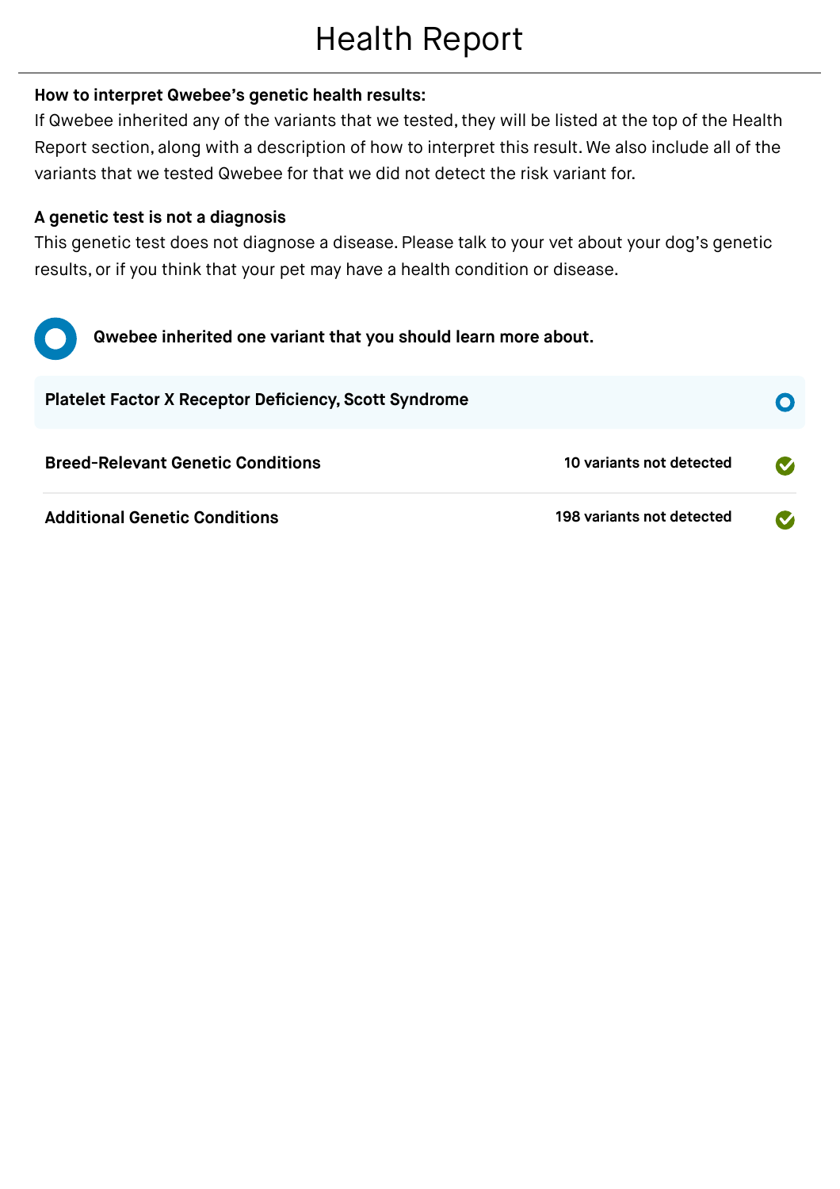# Health Report

**How to interpret Qwebee's genetic health results:**

If Qwebee inherited any of the variants that we tested, they will be listed at the top of the Health Report section, along with a description of how to interpret this result. We also include all of the variants that we tested Qwebee for that we did not detect the risk variant for.

**A genetic test is not a diagnosis**

This genetic test does not diagnose a disease. Please talk to your vet about your dog's genetic results, or if you think that your pet may have a health condition or disease.

**Qwebee inherited one variant that you should learn more about.**

**Platelet Factor X Receptor Deficiency, Scott Syndrome**

| | |
|---|---|
| **Breed-Relevant Genetic Conditions** | **10 variants not detected** |
| **Additional Genetic Conditions** | **198 variants not detected** |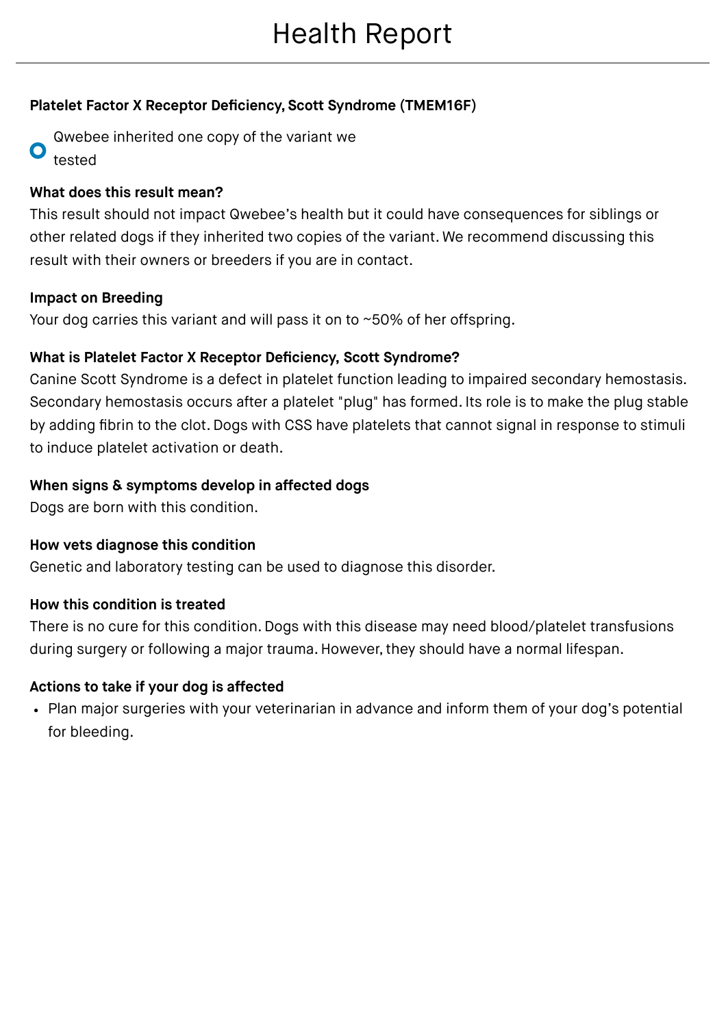# Health Report

### Platelet Factor X Receptor Deficiency, Scott Syndrome (TMEM16F)

Qwebee inherited one copy of the variant we tested

**What does this result mean?**

This result should not impact Qwebee's health but it could have consequences for siblings or other related dogs if they inherited two copies of the variant. We recommend discussing this result with their owners or breeders if you are in contact.

**Impact on Breeding**

Your dog carries this variant and will pass it on to ~50% of her offspring.

**What is Platelet Factor X Receptor Deficiency, Scott Syndrome?**

Canine Scott Syndrome is a defect in platelet function leading to impaired secondary hemostasis. Secondary hemostasis occurs after a platelet "plug" has formed. Its role is to make the plug stable by adding fibrin to the clot. Dogs with CSS have platelets that cannot signal in response to stimuli to induce platelet activation or death.

**When signs & symptoms develop in affected dogs**

Dogs are born with this condition.

**How vets diagnose this condition**

Genetic and laboratory testing can be used to diagnose this disorder.

**How this condition is treated**

There is no cure for this condition. Dogs with this disease may need blood/platelet transfusions during surgery or following a major trauma. However, they should have a normal lifespan.

**Actions to take if your dog is affected**

- Plan major surgeries with your veterinarian in advance and inform them of your dog's potential for bleeding.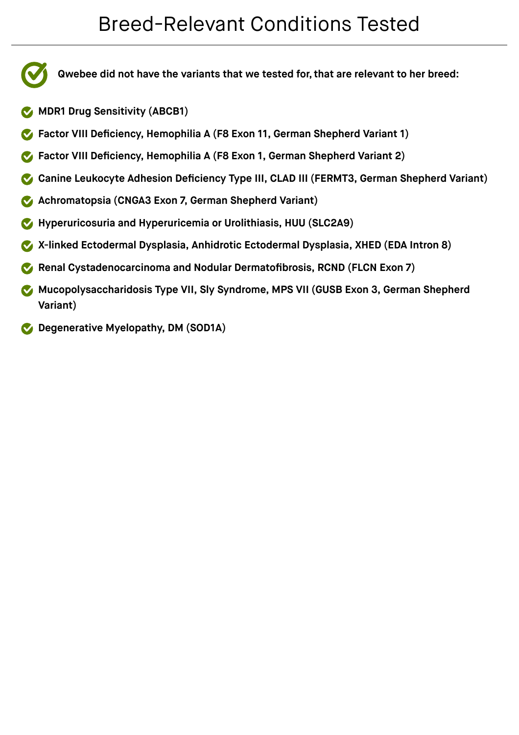# Breed-Relevant Conditions Tested

**Qwebee did not have the variants that we tested for, that are relevant to her breed:**

- **MDR1 Drug Sensitivity (ABCB1)**
- **Factor VIII Deficiency, Hemophilia A (F8 Exon 11, German Shepherd Variant 1)**
- **Factor VIII Deficiency, Hemophilia A (F8 Exon 1, German Shepherd Variant 2)**
- **Canine Leukocyte Adhesion Deficiency Type III, CLAD III (FERMT3, German Shepherd Variant)**
- **Achromatopsia (CNGA3 Exon 7, German Shepherd Variant)**
- **Hyperuricosuria and Hyperuricemia or Urolithiasis, HUU (SLC2A9)**
- **X-linked Ectodermal Dysplasia, Anhidrotic Ectodermal Dysplasia, XHED (EDA Intron 8)**
- **Renal Cystadenocarcinoma and Nodular Dermatofibrosis, RCND (FLCN Exon 7)**
- **Mucopolysaccharidosis Type VII, Sly Syndrome, MPS VII (GUSB Exon 3, German Shepherd Variant)**
- **Degenerative Myelopathy, DM (SOD1A)**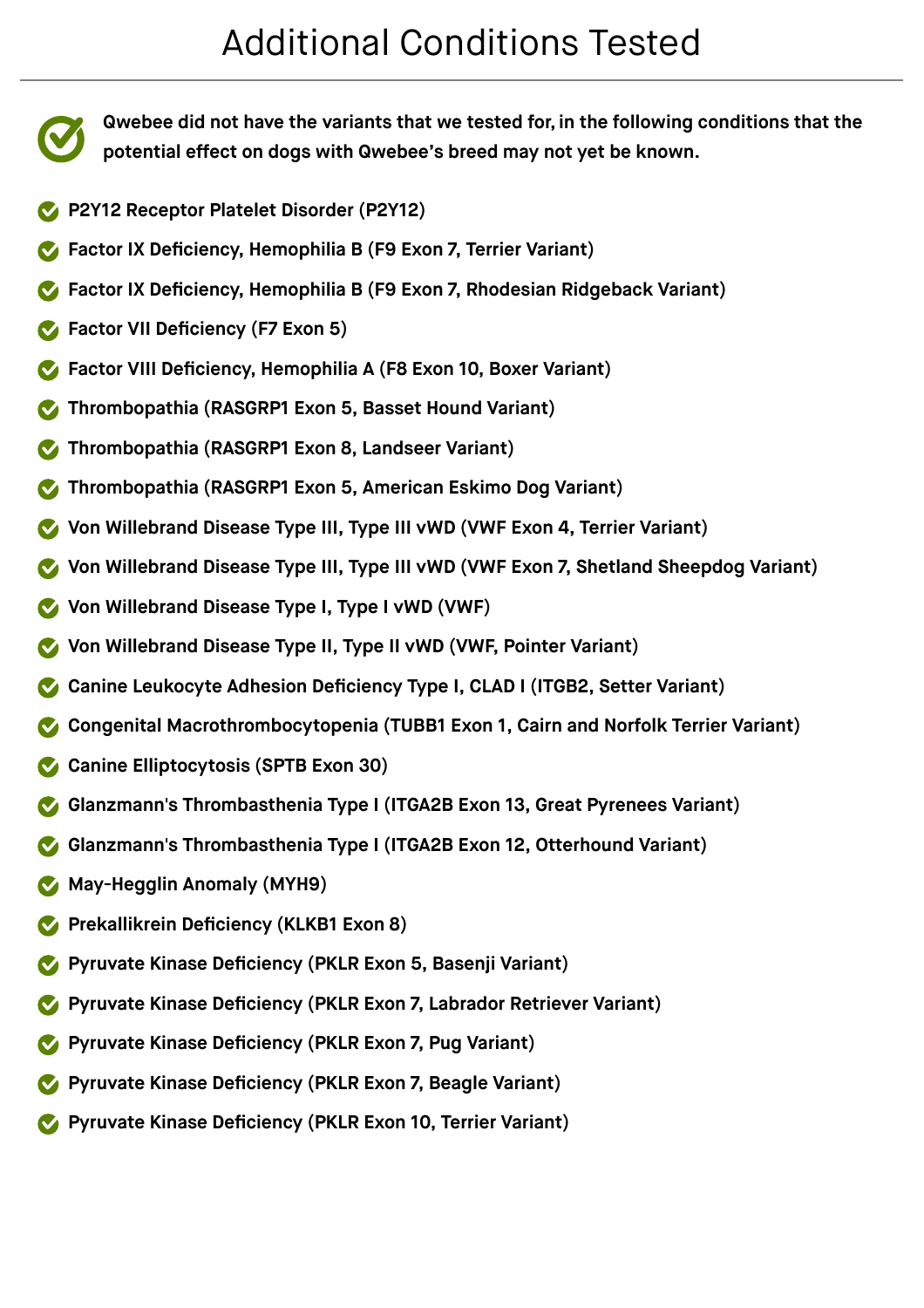# Additional Conditions Tested

**Qwebee did not have the variants that we tested for, in the following conditions that the potential effect on dogs with Qwebee's breed may not yet be known.**

- **P2Y12 Receptor Platelet Disorder (P2Y12)**
- **Factor IX Deficiency, Hemophilia B (F9 Exon 7, Terrier Variant)**
- **Factor IX Deficiency, Hemophilia B (F9 Exon 7, Rhodesian Ridgeback Variant)**
- **Factor VII Deficiency (F7 Exon 5)**
- **Factor VIII Deficiency, Hemophilia A (F8 Exon 10, Boxer Variant)**
- **Thrombopathia (RASGRP1 Exon 5, Basset Hound Variant)**
- **Thrombopathia (RASGRP1 Exon 8, Landseer Variant)**
- **Thrombopathia (RASGRP1 Exon 5, American Eskimo Dog Variant)**
- **Von Willebrand Disease Type III, Type III vWD (VWF Exon 4, Terrier Variant)**
- **Von Willebrand Disease Type III, Type III vWD (VWF Exon 7, Shetland Sheepdog Variant)**
- **Von Willebrand Disease Type I, Type I vWD (VWF)**
- **Von Willebrand Disease Type II, Type II vWD (VWF, Pointer Variant)**
- **Canine Leukocyte Adhesion Deficiency Type I, CLAD I (ITGB2, Setter Variant)**
- **Congenital Macrothrombocytopenia (TUBB1 Exon 1, Cairn and Norfolk Terrier Variant)**
- **Canine Elliptocytosis (SPTB Exon 30)**
- **Glanzmann's Thrombasthenia Type I (ITGA2B Exon 13, Great Pyrenees Variant)**
- **Glanzmann's Thrombasthenia Type I (ITGA2B Exon 12, Otterhound Variant)**
- **May-Hegglin Anomaly (MYH9)**
- **Prekallikrein Deficiency (KLKB1 Exon 8)**
- **Pyruvate Kinase Deficiency (PKLR Exon 5, Basenji Variant)**
- **Pyruvate Kinase Deficiency (PKLR Exon 7, Labrador Retriever Variant)**
- **Pyruvate Kinase Deficiency (PKLR Exon 7, Pug Variant)**
- **Pyruvate Kinase Deficiency (PKLR Exon 7, Beagle Variant)**
- **Pyruvate Kinase Deficiency (PKLR Exon 10, Terrier Variant)**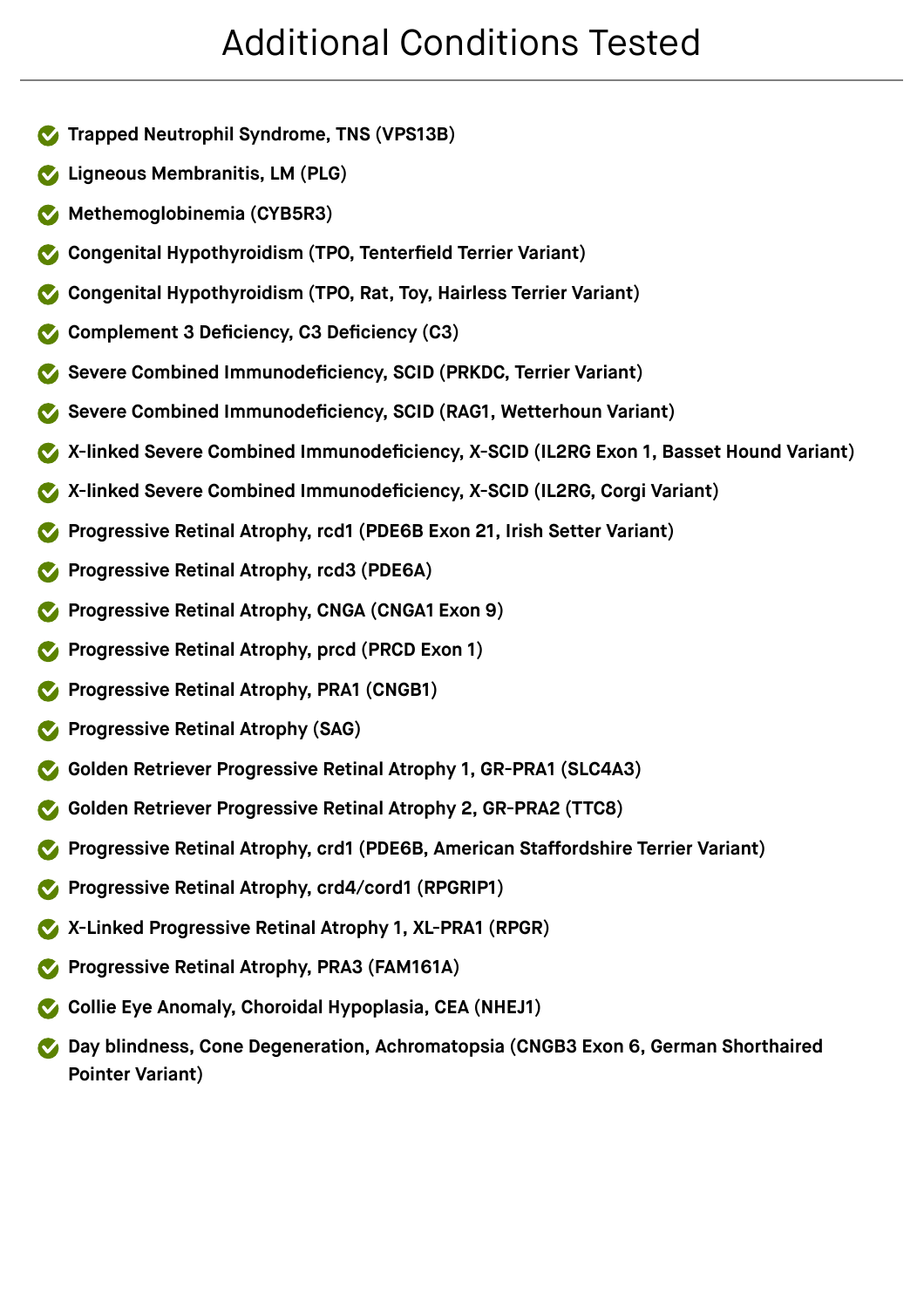# Additional Conditions Tested

- **Trapped Neutrophil Syndrome, TNS (VPS13B)**
- **Ligneous Membranitis, LM (PLG)**
- **Methemoglobinemia (CYB5R3)**
- **Congenital Hypothyroidism (TPO, Tenterfield Terrier Variant)**
- **Congenital Hypothyroidism (TPO, Rat, Toy, Hairless Terrier Variant)**
- **Complement 3 Deficiency, C3 Deficiency (C3)**
- **Severe Combined Immunodeficiency, SCID (PRKDC, Terrier Variant)**
- **Severe Combined Immunodeficiency, SCID (RAG1, Wetterhoun Variant)**
- **X-linked Severe Combined Immunodeficiency, X-SCID (IL2RG Exon 1, Basset Hound Variant)**
- **X-linked Severe Combined Immunodeficiency, X-SCID (IL2RG, Corgi Variant)**
- **Progressive Retinal Atrophy, rcd1 (PDE6B Exon 21, Irish Setter Variant)**
- **Progressive Retinal Atrophy, rcd3 (PDE6A)**
- **Progressive Retinal Atrophy, CNGA (CNGA1 Exon 9)**
- **Progressive Retinal Atrophy, prcd (PRCD Exon 1)**
- **Progressive Retinal Atrophy, PRA1 (CNGB1)**
- **Progressive Retinal Atrophy (SAG)**
- **Golden Retriever Progressive Retinal Atrophy 1, GR-PRA1 (SLC4A3)**
- **Golden Retriever Progressive Retinal Atrophy 2, GR-PRA2 (TTC8)**
- **Progressive Retinal Atrophy, crd1 (PDE6B, American Staffordshire Terrier Variant)**
- **Progressive Retinal Atrophy, crd4/cord1 (RPGRIP1)**
- **X-Linked Progressive Retinal Atrophy 1, XL-PRA1 (RPGR)**
- **Progressive Retinal Atrophy, PRA3 (FAM161A)**
- **Collie Eye Anomaly, Choroidal Hypoplasia, CEA (NHEJ1)**
- **Day blindness, Cone Degeneration, Achromatopsia (CNGB3 Exon 6, German Shorthaired Pointer Variant)**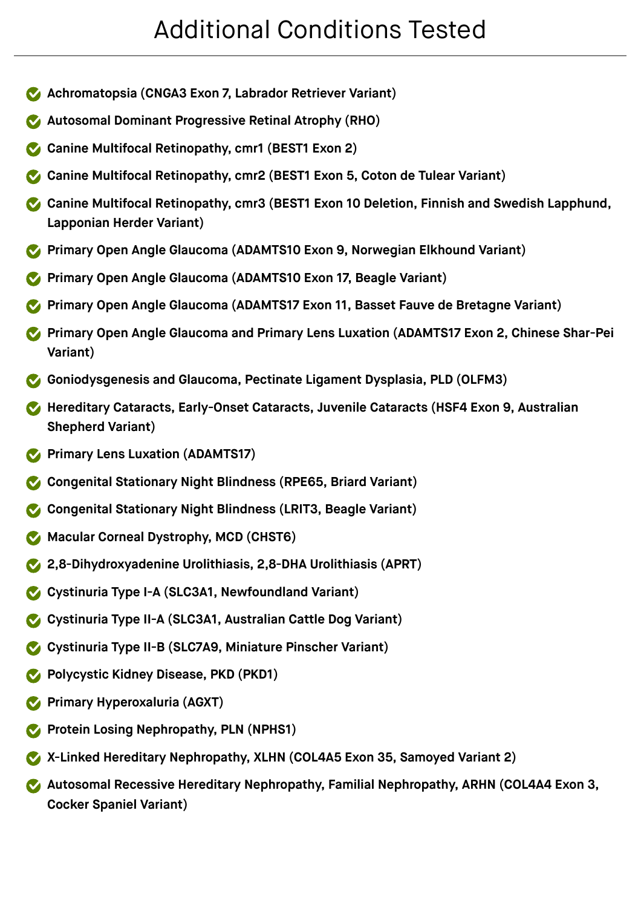# Additional Conditions Tested

- **Achromatopsia (CNGA3 Exon 7, Labrador Retriever Variant)**
- **Autosomal Dominant Progressive Retinal Atrophy (RHO)**
- **Canine Multifocal Retinopathy, cmr1 (BEST1 Exon 2)**
- **Canine Multifocal Retinopathy, cmr2 (BEST1 Exon 5, Coton de Tulear Variant)**
- **Canine Multifocal Retinopathy, cmr3 (BEST1 Exon 10 Deletion, Finnish and Swedish Lapphund, Lapponian Herder Variant)**
- **Primary Open Angle Glaucoma (ADAMTS10 Exon 9, Norwegian Elkhound Variant)**
- **Primary Open Angle Glaucoma (ADAMTS10 Exon 17, Beagle Variant)**
- **Primary Open Angle Glaucoma (ADAMTS17 Exon 11, Basset Fauve de Bretagne Variant)**
- **Primary Open Angle Glaucoma and Primary Lens Luxation (ADAMTS17 Exon 2, Chinese Shar-Pei Variant)**
- **Goniodysgenesis and Glaucoma, Pectinate Ligament Dysplasia, PLD (OLFM3)**
- **Hereditary Cataracts, Early-Onset Cataracts, Juvenile Cataracts (HSF4 Exon 9, Australian Shepherd Variant)**
- **Primary Lens Luxation (ADAMTS17)**
- **Congenital Stationary Night Blindness (RPE65, Briard Variant)**
- **Congenital Stationary Night Blindness (LRIT3, Beagle Variant)**
- **Macular Corneal Dystrophy, MCD (CHST6)**
- **2,8-Dihydroxyadenine Urolithiasis, 2,8-DHA Urolithiasis (APRT)**
- **Cystinuria Type I-A (SLC3A1, Newfoundland Variant)**
- **Cystinuria Type II-A (SLC3A1, Australian Cattle Dog Variant)**
- **Cystinuria Type II-B (SLC7A9, Miniature Pinscher Variant)**
- **Polycystic Kidney Disease, PKD (PKD1)**
- **Primary Hyperoxaluria (AGXT)**
- **Protein Losing Nephropathy, PLN (NPHS1)**
- **X-Linked Hereditary Nephropathy, XLHN (COL4A5 Exon 35, Samoyed Variant 2)**
- **Autosomal Recessive Hereditary Nephropathy, Familial Nephropathy, ARHN (COL4A4 Exon 3, Cocker Spaniel Variant)**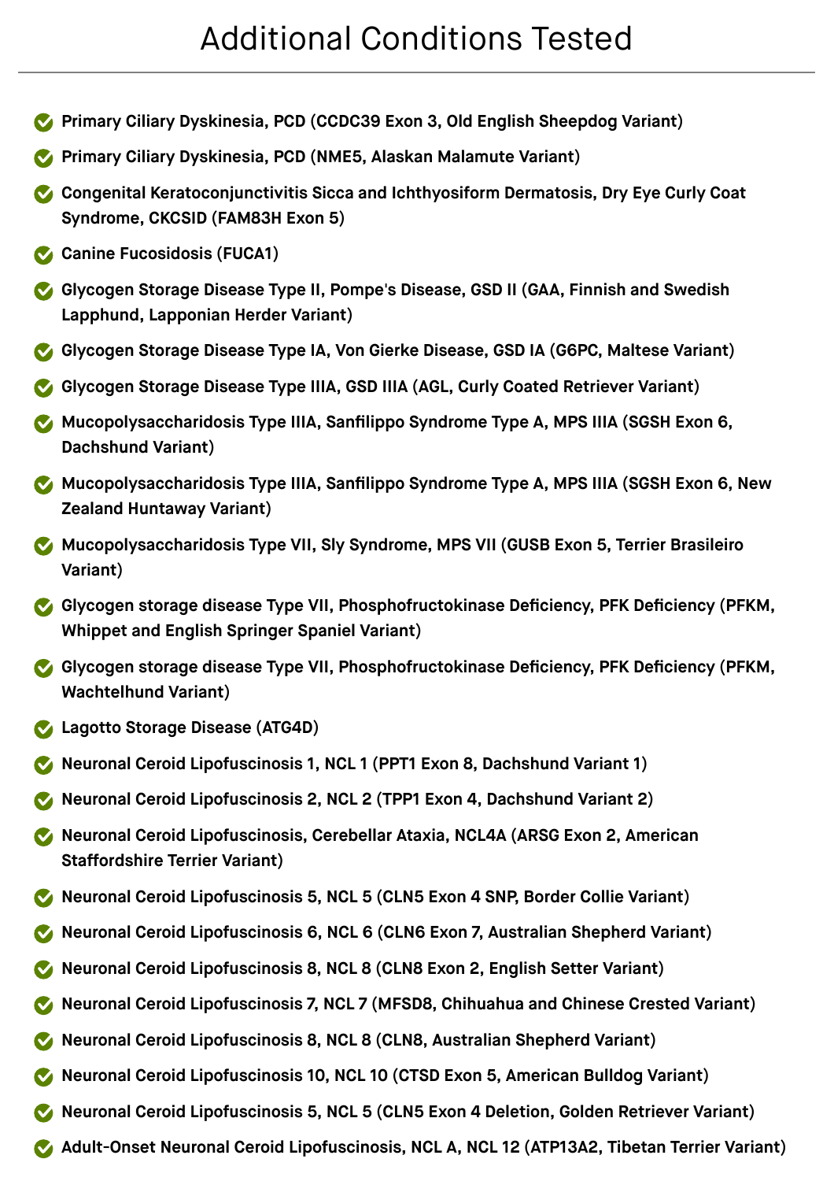# Additional Conditions Tested

- **Primary Ciliary Dyskinesia, PCD (CCDC39 Exon 3, Old English Sheepdog Variant)**
- **Primary Ciliary Dyskinesia, PCD (NME5, Alaskan Malamute Variant)**
- **Congenital Keratoconjunctivitis Sicca and Ichthyosiform Dermatosis, Dry Eye Curly Coat Syndrome, CKCSID (FAM83H Exon 5)**
- **Canine Fucosidosis (FUCA1)**
- **Glycogen Storage Disease Type II, Pompe's Disease, GSD II (GAA, Finnish and Swedish Lapphund, Lapponian Herder Variant)**
- **Glycogen Storage Disease Type IA, Von Gierke Disease, GSD IA (G6PC, Maltese Variant)**
- **Glycogen Storage Disease Type IIIA, GSD IIIA (AGL, Curly Coated Retriever Variant)**
- **Mucopolysaccharidosis Type IIIA, Sanfilippo Syndrome Type A, MPS IIIA (SGSH Exon 6, Dachshund Variant)**
- **Mucopolysaccharidosis Type IIIA, Sanfilippo Syndrome Type A, MPS IIIA (SGSH Exon 6, New Zealand Huntaway Variant)**
- **Mucopolysaccharidosis Type VII, Sly Syndrome, MPS VII (GUSB Exon 5, Terrier Brasileiro Variant)**
- **Glycogen storage disease Type VII, Phosphofructokinase Deficiency, PFK Deficiency (PFKM, Whippet and English Springer Spaniel Variant)**
- **Glycogen storage disease Type VII, Phosphofructokinase Deficiency, PFK Deficiency (PFKM, Wachtelhund Variant)**
- **Lagotto Storage Disease (ATG4D)**
- **Neuronal Ceroid Lipofuscinosis 1, NCL 1 (PPT1 Exon 8, Dachshund Variant 1)**
- **Neuronal Ceroid Lipofuscinosis 2, NCL 2 (TPP1 Exon 4, Dachshund Variant 2)**
- **Neuronal Ceroid Lipofuscinosis, Cerebellar Ataxia, NCL4A (ARSG Exon 2, American Staffordshire Terrier Variant)**
- **Neuronal Ceroid Lipofuscinosis 5, NCL 5 (CLN5 Exon 4 SNP, Border Collie Variant)**
- **Neuronal Ceroid Lipofuscinosis 6, NCL 6 (CLN6 Exon 7, Australian Shepherd Variant)**
- **Neuronal Ceroid Lipofuscinosis 8, NCL 8 (CLN8 Exon 2, English Setter Variant)**
- **Neuronal Ceroid Lipofuscinosis 7, NCL 7 (MFSD8, Chihuahua and Chinese Crested Variant)**
- **Neuronal Ceroid Lipofuscinosis 8, NCL 8 (CLN8, Australian Shepherd Variant)**
- **Neuronal Ceroid Lipofuscinosis 10, NCL 10 (CTSD Exon 5, American Bulldog Variant)**
- **Neuronal Ceroid Lipofuscinosis 5, NCL 5 (CLN5 Exon 4 Deletion, Golden Retriever Variant)**
- **Adult-Onset Neuronal Ceroid Lipofuscinosis, NCL A, NCL 12 (ATP13A2, Tibetan Terrier Variant)**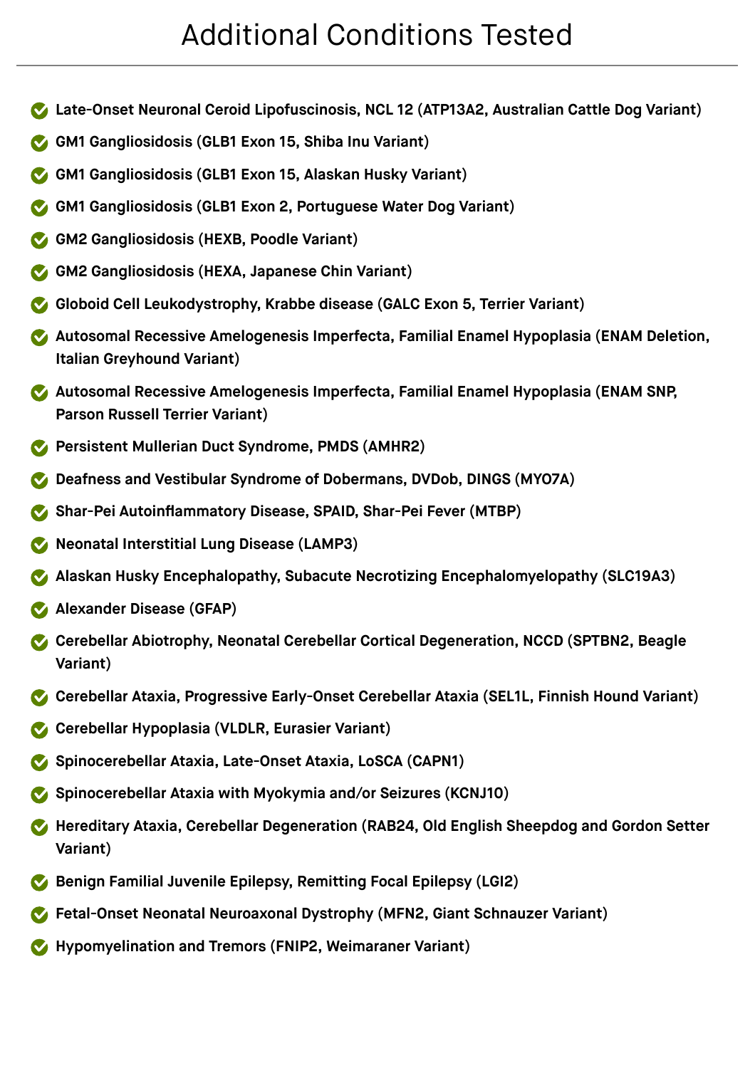# Additional Conditions Tested

- **Late-Onset Neuronal Ceroid Lipofuscinosis, NCL 12 (ATP13A2, Australian Cattle Dog Variant)**
- **GM1 Gangliosidosis (GLB1 Exon 15, Shiba Inu Variant)**
- **GM1 Gangliosidosis (GLB1 Exon 15, Alaskan Husky Variant)**
- **GM1 Gangliosidosis (GLB1 Exon 2, Portuguese Water Dog Variant)**
- **GM2 Gangliosidosis (HEXB, Poodle Variant)**
- **GM2 Gangliosidosis (HEXA, Japanese Chin Variant)**
- **Globoid Cell Leukodystrophy, Krabbe disease (GALC Exon 5, Terrier Variant)**
- **Autosomal Recessive Amelogenesis Imperfecta, Familial Enamel Hypoplasia (ENAM Deletion, Italian Greyhound Variant)**
- **Autosomal Recessive Amelogenesis Imperfecta, Familial Enamel Hypoplasia (ENAM SNP, Parson Russell Terrier Variant)**
- **Persistent Mullerian Duct Syndrome, PMDS (AMHR2)**
- **Deafness and Vestibular Syndrome of Dobermans, DVDob, DINGS (MYO7A)**
- **Shar-Pei Autoinflammatory Disease, SPAID, Shar-Pei Fever (MTBP)**
- **Neonatal Interstitial Lung Disease (LAMP3)**
- **Alaskan Husky Encephalopathy, Subacute Necrotizing Encephalomyelopathy (SLC19A3)**
- **Alexander Disease (GFAP)**
- **Cerebellar Abiotrophy, Neonatal Cerebellar Cortical Degeneration, NCCD (SPTBN2, Beagle Variant)**
- **Cerebellar Ataxia, Progressive Early-Onset Cerebellar Ataxia (SEL1L, Finnish Hound Variant)**
- **Cerebellar Hypoplasia (VLDLR, Eurasier Variant)**
- **Spinocerebellar Ataxia, Late-Onset Ataxia, LoSCA (CAPN1)**
- **Spinocerebellar Ataxia with Myokymia and/or Seizures (KCNJ10)**
- **Hereditary Ataxia, Cerebellar Degeneration (RAB24, Old English Sheepdog and Gordon Setter Variant)**
- **Benign Familial Juvenile Epilepsy, Remitting Focal Epilepsy (LGI2)**
- **Fetal-Onset Neonatal Neuroaxonal Dystrophy (MFN2, Giant Schnauzer Variant)**
- **Hypomyelination and Tremors (FNIP2, Weimaraner Variant)**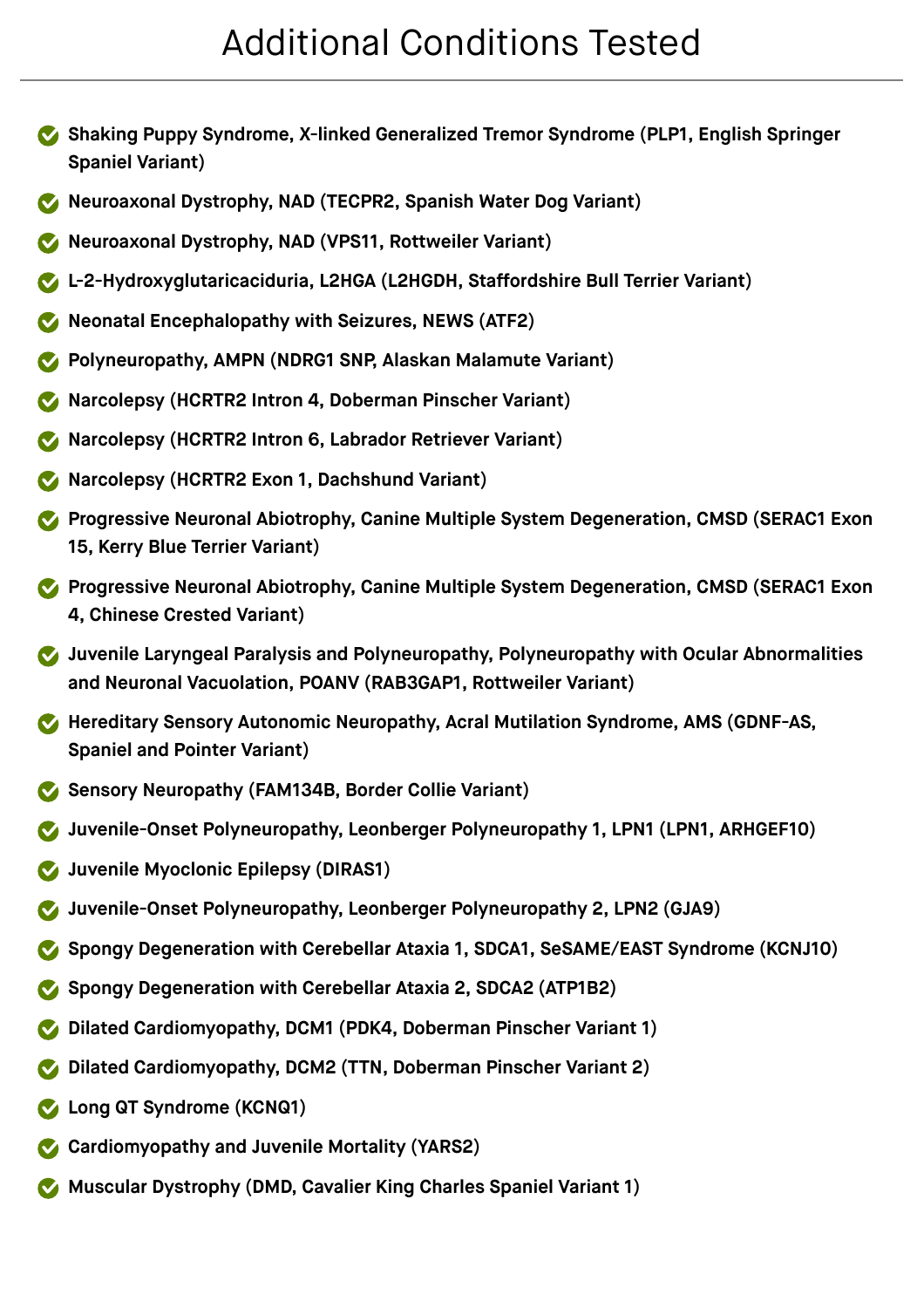# Additional Conditions Tested

- **Shaking Puppy Syndrome, X-linked Generalized Tremor Syndrome (PLP1, English Springer Spaniel Variant)**
- **Neuroaxonal Dystrophy, NAD (TECPR2, Spanish Water Dog Variant)**
- **Neuroaxonal Dystrophy, NAD (VPS11, Rottweiler Variant)**
- **L-2-Hydroxyglutaricaciduria, L2HGA (L2HGDH, Staffordshire Bull Terrier Variant)**
- **Neonatal Encephalopathy with Seizures, NEWS (ATF2)**
- **Polyneuropathy, AMPN (NDRG1 SNP, Alaskan Malamute Variant)**
- **Narcolepsy (HCRTR2 Intron 4, Doberman Pinscher Variant)**
- **Narcolepsy (HCRTR2 Intron 6, Labrador Retriever Variant)**
- **Narcolepsy (HCRTR2 Exon 1, Dachshund Variant)**
- **Progressive Neuronal Abiotrophy, Canine Multiple System Degeneration, CMSD (SERAC1 Exon 15, Kerry Blue Terrier Variant)**
- **Progressive Neuronal Abiotrophy, Canine Multiple System Degeneration, CMSD (SERAC1 Exon 4, Chinese Crested Variant)**
- **Juvenile Laryngeal Paralysis and Polyneuropathy, Polyneuropathy with Ocular Abnormalities and Neuronal Vacuolation, POANV (RAB3GAP1, Rottweiler Variant)**
- **Hereditary Sensory Autonomic Neuropathy, Acral Mutilation Syndrome, AMS (GDNF-AS, Spaniel and Pointer Variant)**
- **Sensory Neuropathy (FAM134B, Border Collie Variant)**
- **Juvenile-Onset Polyneuropathy, Leonberger Polyneuropathy 1, LPN1 (LPN1, ARHGEF10)**
- **Juvenile Myoclonic Epilepsy (DIRAS1)**
- **Juvenile-Onset Polyneuropathy, Leonberger Polyneuropathy 2, LPN2 (GJA9)**
- **Spongy Degeneration with Cerebellar Ataxia 1, SDCA1, SeSAME/EAST Syndrome (KCNJ10)**
- **Spongy Degeneration with Cerebellar Ataxia 2, SDCA2 (ATP1B2)**
- **Dilated Cardiomyopathy, DCM1 (PDK4, Doberman Pinscher Variant 1)**
- **Dilated Cardiomyopathy, DCM2 (TTN, Doberman Pinscher Variant 2)**
- **Long QT Syndrome (KCNQ1)**
- **Cardiomyopathy and Juvenile Mortality (YARS2)**
- **Muscular Dystrophy (DMD, Cavalier King Charles Spaniel Variant 1)**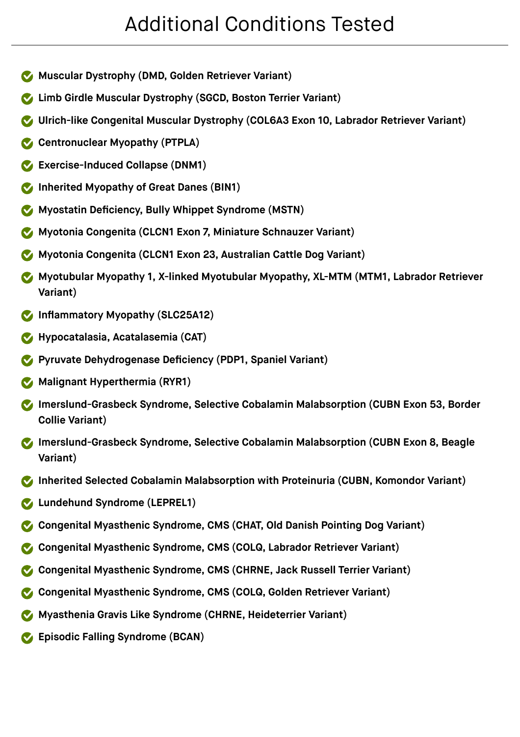# Additional Conditions Tested

- **Muscular Dystrophy (DMD, Golden Retriever Variant)**
- **Limb Girdle Muscular Dystrophy (SGCD, Boston Terrier Variant)**
- **Ulrich-like Congenital Muscular Dystrophy (COL6A3 Exon 10, Labrador Retriever Variant)**
- **Centronuclear Myopathy (PTPLA)**
- **Exercise-Induced Collapse (DNM1)**
- **Inherited Myopathy of Great Danes (BIN1)**
- **Myostatin Deficiency, Bully Whippet Syndrome (MSTN)**
- **Myotonia Congenita (CLCN1 Exon 7, Miniature Schnauzer Variant)**
- **Myotonia Congenita (CLCN1 Exon 23, Australian Cattle Dog Variant)**
- **Myotubular Myopathy 1, X-linked Myotubular Myopathy, XL-MTM (MTM1, Labrador Retriever Variant)**
- **Inflammatory Myopathy (SLC25A12)**
- **Hypocatalasia, Acatalasemia (CAT)**
- **Pyruvate Dehydrogenase Deficiency (PDP1, Spaniel Variant)**
- **Malignant Hyperthermia (RYR1)**
- **Imerslund-Grasbeck Syndrome, Selective Cobalamin Malabsorption (CUBN Exon 53, Border Collie Variant)**
- **Imerslund-Grasbeck Syndrome, Selective Cobalamin Malabsorption (CUBN Exon 8, Beagle Variant)**
- **Inherited Selected Cobalamin Malabsorption with Proteinuria (CUBN, Komondor Variant)**
- **Lundehund Syndrome (LEPREL1)**
- **Congenital Myasthenic Syndrome, CMS (CHAT, Old Danish Pointing Dog Variant)**
- **Congenital Myasthenic Syndrome, CMS (COLQ, Labrador Retriever Variant)**
- **Congenital Myasthenic Syndrome, CMS (CHRNE, Jack Russell Terrier Variant)**
- **Congenital Myasthenic Syndrome, CMS (COLQ, Golden Retriever Variant)**
- **Myasthenia Gravis Like Syndrome (CHRNE, Heideterrier Variant)**
- **Episodic Falling Syndrome (BCAN)**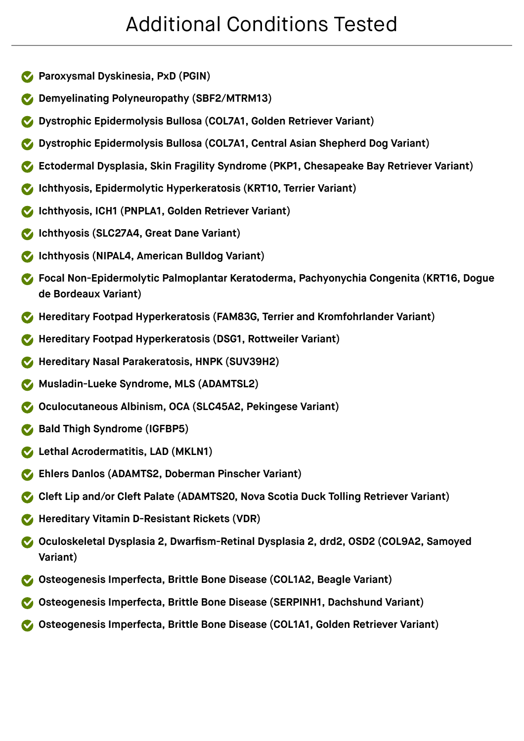# Additional Conditions Tested

- **Paroxysmal Dyskinesia, PxD (PGIN)**
- **Demyelinating Polyneuropathy (SBF2/MTRM13)**
- **Dystrophic Epidermolysis Bullosa (COL7A1, Golden Retriever Variant)**
- **Dystrophic Epidermolysis Bullosa (COL7A1, Central Asian Shepherd Dog Variant)**
- **Ectodermal Dysplasia, Skin Fragility Syndrome (PKP1, Chesapeake Bay Retriever Variant)**
- **Ichthyosis, Epidermolytic Hyperkeratosis (KRT10, Terrier Variant)**
- **Ichthyosis, ICH1 (PNPLA1, Golden Retriever Variant)**
- **Ichthyosis (SLC27A4, Great Dane Variant)**
- **Ichthyosis (NIPAL4, American Bulldog Variant)**
- **Focal Non-Epidermolytic Palmoplantar Keratoderma, Pachyonychia Congenita (KRT16, Dogue de Bordeaux Variant)**
- **Hereditary Footpad Hyperkeratosis (FAM83G, Terrier and Kromfohrlander Variant)**
- **Hereditary Footpad Hyperkeratosis (DSG1, Rottweiler Variant)**
- **Hereditary Nasal Parakeratosis, HNPK (SUV39H2)**
- **Musladin-Lueke Syndrome, MLS (ADAMTSL2)**
- **Oculocutaneous Albinism, OCA (SLC45A2, Pekingese Variant)**
- **Bald Thigh Syndrome (IGFBP5)**
- **Lethal Acrodermatitis, LAD (MKLN1)**
- **Ehlers Danlos (ADAMTS2, Doberman Pinscher Variant)**
- **Cleft Lip and/or Cleft Palate (ADAMTS20, Nova Scotia Duck Tolling Retriever Variant)**
- **Hereditary Vitamin D-Resistant Rickets (VDR)**
- **Oculoskeletal Dysplasia 2, Dwarfism-Retinal Dysplasia 2, drd2, OSD2 (COL9A2, Samoyed Variant)**
- **Osteogenesis Imperfecta, Brittle Bone Disease (COL1A2, Beagle Variant)**
- **Osteogenesis Imperfecta, Brittle Bone Disease (SERPINH1, Dachshund Variant)**
- **Osteogenesis Imperfecta, Brittle Bone Disease (COL1A1, Golden Retriever Variant)**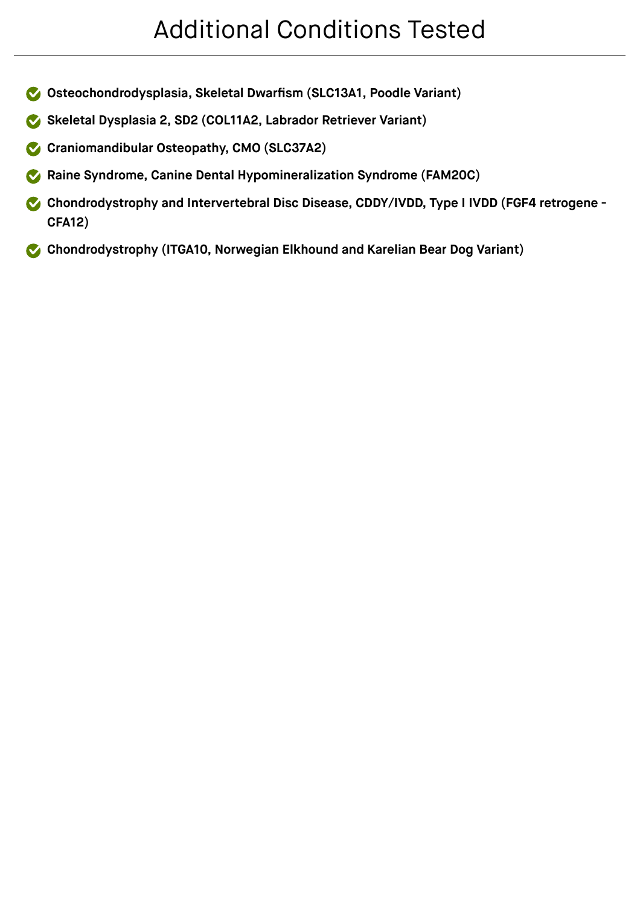# Additional Conditions Tested

- **Osteochondrodysplasia, Skeletal Dwarfism (SLC13A1, Poodle Variant)**
- **Skeletal Dysplasia 2, SD2 (COL11A2, Labrador Retriever Variant)**
- **Craniomandibular Osteopathy, CMO (SLC37A2)**
- **Raine Syndrome, Canine Dental Hypomineralization Syndrome (FAM20C)**
- **Chondrodystrophy and Intervertebral Disc Disease, CDDY/IVDD, Type I IVDD (FGF4 retrogene - CFA12)**
- **Chondrodystrophy (ITGA10, Norwegian Elkhound and Karelian Bear Dog Variant)**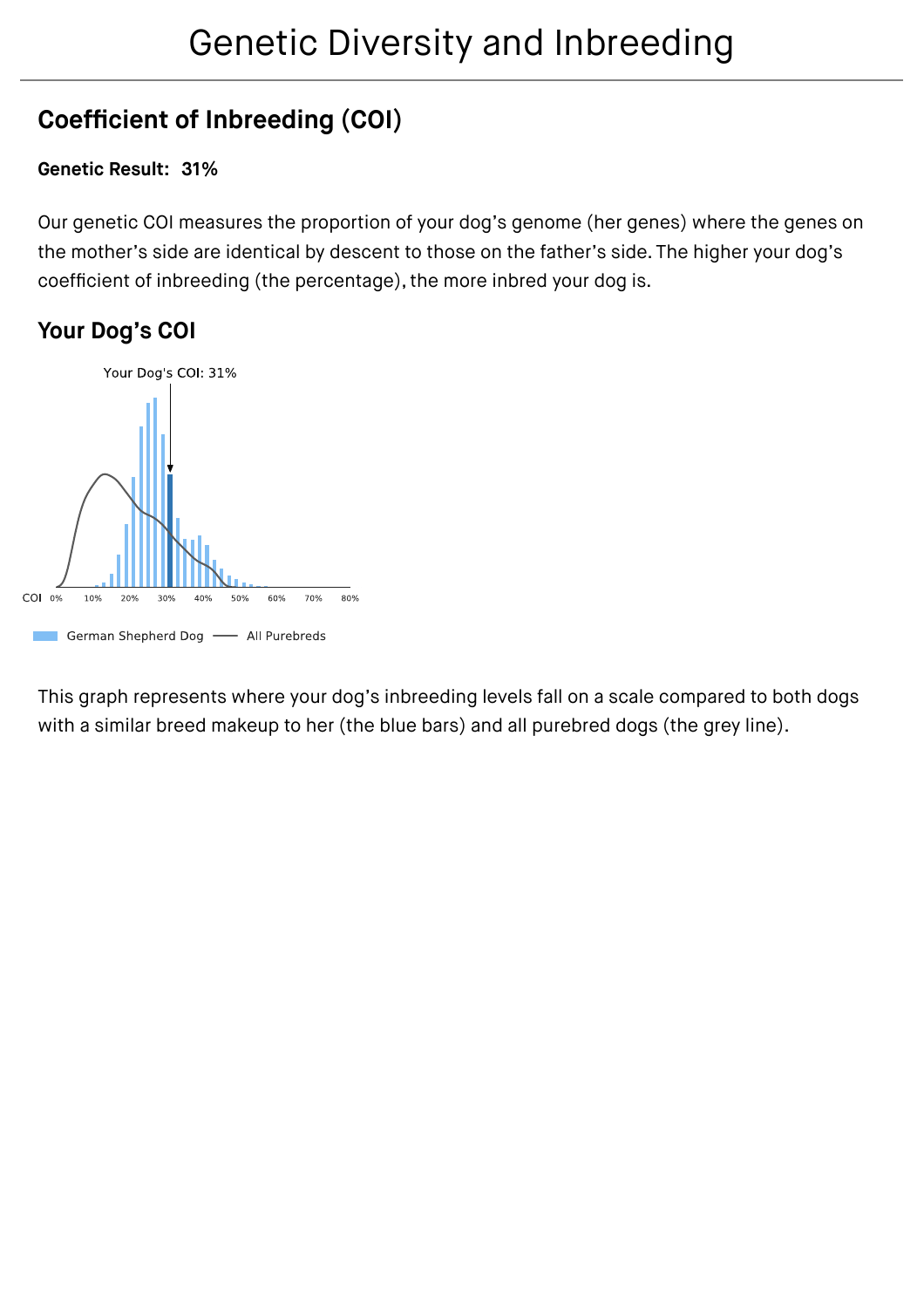# Genetic Diversity and Inbreeding

## Coefficient of Inbreeding (COI)

**Genetic Result: 31%**

Our genetic COI measures the proportion of your dog's genome (her genes) where the genes on the mother's side are identical by descent to those on the father's side. The higher your dog's coefficient of inbreeding (the percentage), the more inbred your dog is.

## Your Dog's COI

Your Dog's COI: 31%

COI 0% 10% 20% 30% 40% 50% 60% 70% 80%

German Shepherd Dog — All Purebreds

This graph represents where your dog's inbreeding levels fall on a scale compared to both dogs with a similar breed makeup to her (the blue bars) and all purebred dogs (the grey line).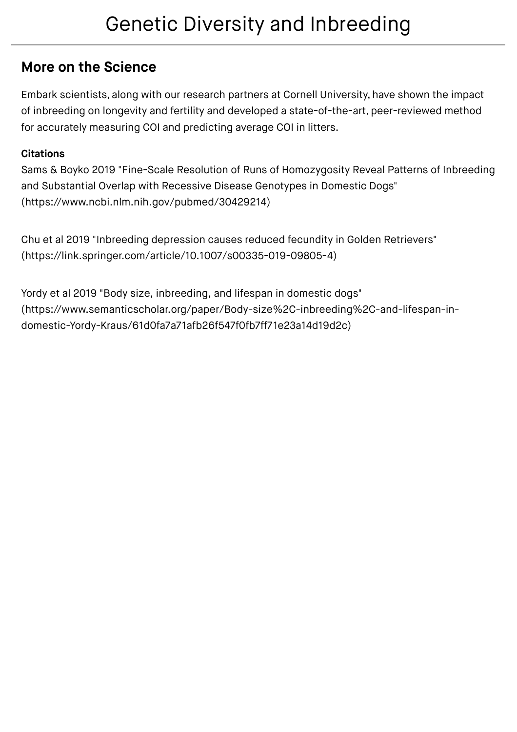# Genetic Diversity and Inbreeding

## More on the Science

Embark scientists, along with our research partners at Cornell University, have shown the impact of inbreeding on longevity and fertility and developed a state-of-the-art, peer-reviewed method for accurately measuring COI and predicting average COI in litters.

**Citations**

Sams & Boyko 2019 "Fine-Scale Resolution of Runs of Homozygosity Reveal Patterns of Inbreeding and Substantial Overlap with Recessive Disease Genotypes in Domestic Dogs" (https://www.ncbi.nlm.nih.gov/pubmed/30429214)

Chu et al 2019 "Inbreeding depression causes reduced fecundity in Golden Retrievers" (https://link.springer.com/article/10.1007/s00335-019-09805-4)

Yordy et al 2019 "Body size, inbreeding, and lifespan in domestic dogs" (https://www.semanticscholar.org/paper/Body-size%2C-inbreeding%2C-and-lifespan-in-domestic-Yordy-Kraus/61d0fa7a71afb26f547f0fb7ff71e23a14d19d2c)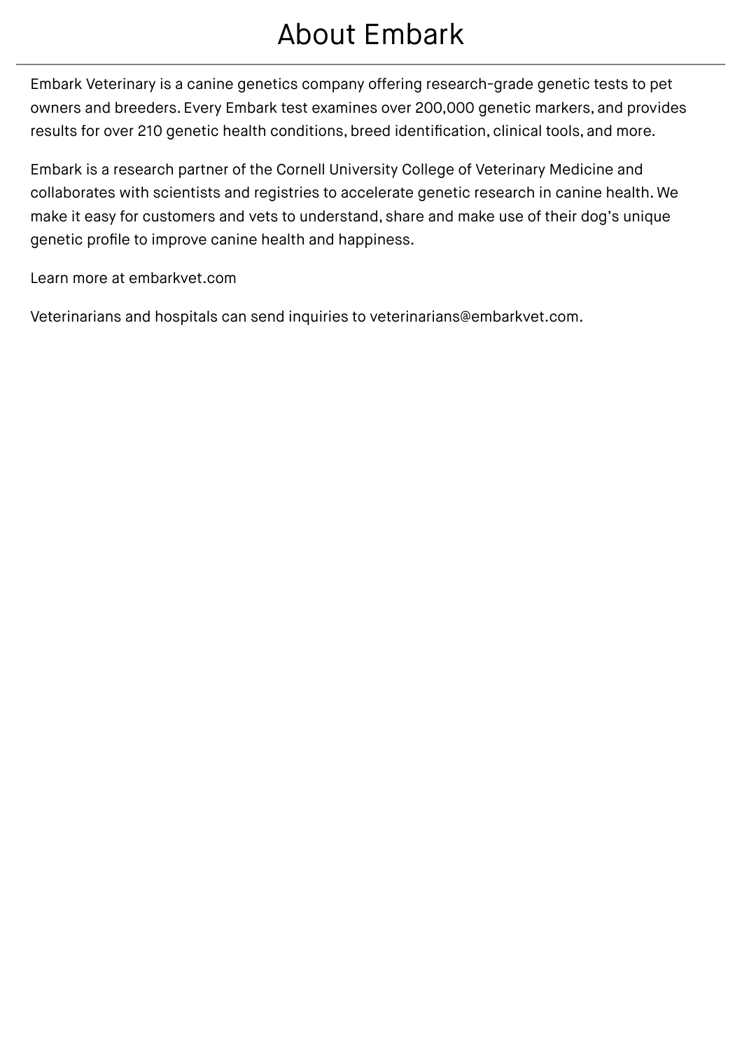# About Embark

Embark Veterinary is a canine genetics company offering research-grade genetic tests to pet owners and breeders. Every Embark test examines over 200,000 genetic markers, and provides results for over 210 genetic health conditions, breed identification, clinical tools, and more.

Embark is a research partner of the Cornell University College of Veterinary Medicine and collaborates with scientists and registries to accelerate genetic research in canine health. We make it easy for customers and vets to understand, share and make use of their dog's unique genetic profile to improve canine health and happiness.

Learn more at embarkvet.com

Veterinarians and hospitals can send inquiries to veterinarians@embarkvet.com.